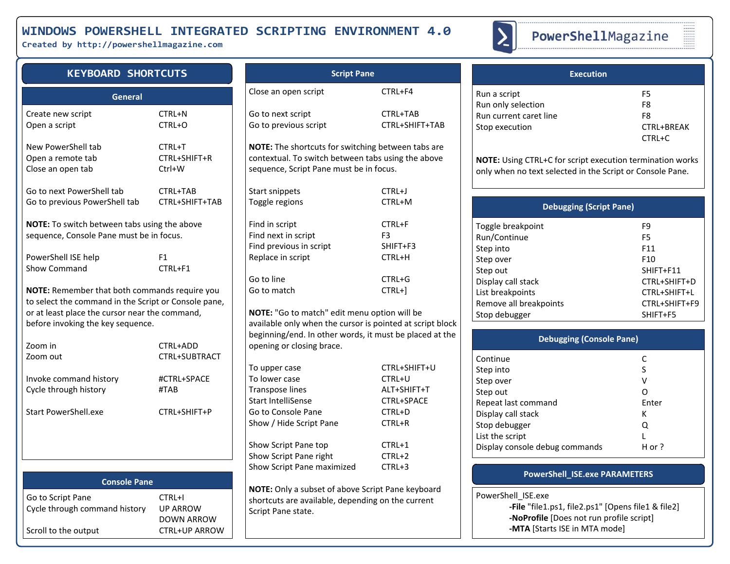# WINDOWS POWERSHELL INTEGRATED SCRIPTING ENVIRONMENT 4.0

Created by http://powershellmagazine.com

PowerShellMagazine

## KEYBOARD SHORTCUTS

### General

| Action | Shortcut |
|---|---|
| Create new script | CTRL+N |
| Open a script | CTRL+O |
| New PowerShell tab | CTRL+T |
| Open a remote tab | CTRL+SHIFT+R |
| Close an open tab | Ctrl+W |
| Go to next PowerShell tab | CTRL+TAB |
| Go to previous PowerShell tab | CTRL+SHIFT+TAB |

**NOTE:** To switch between tabs using the above sequence, Console Pane must be in focus.

| Action | Shortcut |
|---|---|
| PowerShell ISE help | F1 |
| Show Command | CTRL+F1 |

**NOTE:** Remember that both commands require you to select the command in the Script or Console pane, or at least place the cursor near the command, before invoking the key sequence.

| Action | Shortcut |
|---|---|
| Zoom in | CTRL+ADD |
| Zoom out | CTRL+SUBTRACT |
| Invoke command history | #CTRL+SPACE |
| Cycle through history | #TAB |
| Start PowerShell.exe | CTRL+SHIFT+P |

### Console Pane

| Action | Shortcut |
|---|---|
| Go to Script Pane | CTRL+I |
| Cycle through command history | UP ARROW<br>DOWN ARROW |
| Scroll to the output | CTRL+UP ARROW |

### Script Pane

| Action | Shortcut |
|---|---|
| Close an open script | CTRL+F4 |
| Go to next script | CTRL+TAB |
| Go to previous script | CTRL+SHIFT+TAB |

**NOTE:** The shortcuts for switching between tabs are contextual. To switch between tabs using the above sequence, Script Pane must be in focus.

| Action | Shortcut |
|---|---|
| Start snippets | CTRL+J |
| Toggle regions | CTRL+M |
| Find in script | CTRL+F |
| Find next in script | F3 |
| Find previous in script | SHIFT+F3 |
| Replace in script | CTRL+H |
| Go to line | CTRL+G |
| Go to match | CTRL+] |

**NOTE:** "Go to match" edit menu option will be available only when the cursor is pointed at script block beginning/end. In other words, it must be placed at the opening or closing brace.

| Action | Shortcut |
|---|---|
| To upper case | CTRL+SHIFT+U |
| To lower case | CTRL+U |
| Transpose lines | ALT+SHIFT+T |
| Start IntelliSense | CTRL+SPACE |
| Go to Console Pane | CTRL+D |
| Show / Hide Script Pane | CTRL+R |
| Show Script Pane top | CTRL+1 |
| Show Script Pane right | CTRL+2 |
| Show Script Pane maximized | CTRL+3 |

**NOTE:** Only a subset of above Script Pane keyboard shortcuts are available, depending on the current Script Pane state.

### Execution

| Action | Shortcut |
|---|---|
| Run a script | F5 |
| Run only selection | F8 |
| Run current caret line | F8 |
| Stop execution | CTRL+BREAK<br>CTRL+C |

**NOTE:** Using CTRL+C for script execution termination works only when no text selected in the Script or Console Pane.

### Debugging (Script Pane)

| Action | Shortcut |
|---|---|
| Toggle breakpoint | F9 |
| Run/Continue | F5 |
| Step into | F11 |
| Step over | F10 |
| Step out | SHIFT+F11 |
| Display call stack | CTRL+SHIFT+D |
| List breakpoints | CTRL+SHIFT+L |
| Remove all breakpoints | CTRL+SHIFT+F9 |
| Stop debugger | SHIFT+F5 |

### Debugging (Console Pane)

| Action | Shortcut |
|---|---|
| Continue | C |
| Step into | S |
| Step over | V |
| Step out | O |
| Repeat last command | Enter |
| Display call stack | K |
| Stop debugger | Q |
| List the script | L |
| Display console debug commands | H or ? |

### PowerShell_ISE.exe PARAMETERS

PowerShell_ISE.exe

- **-File** "file1.ps1, file2.ps1" [Opens file1 & file2]
- **-NoProfile** [Does not run profile script]
- **-MTA** [Starts ISE in MTA mode]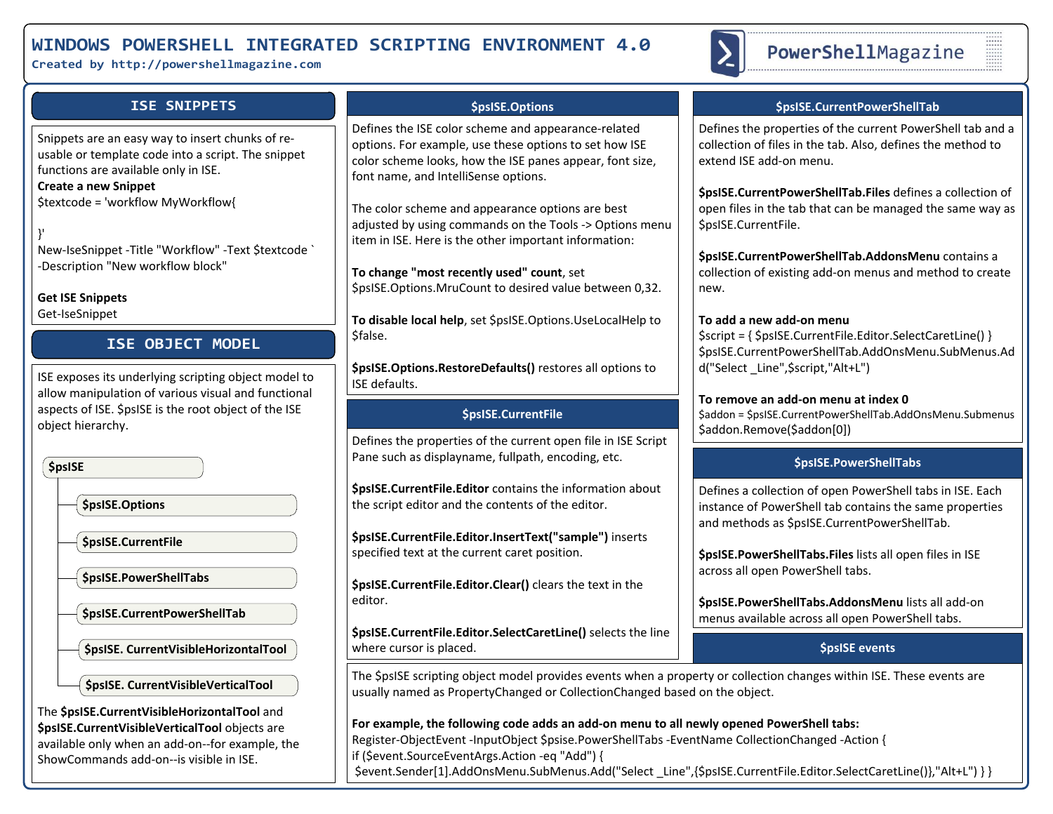# WINDOWS POWERSHELL INTEGRATED SCRIPTING ENVIRONMENT 4.0

**Created by http://powershellmagazine.com**

PowerShellMagazine

## ISE SNIPPETS

Snippets are an easy way to insert chunks of re-usable or template code into a script. The snippet functions are available only in ISE.

**Create a new Snippet**

```
$textcode = 'workflow MyWorkflow{

}'
New-IseSnippet -Title "Workflow" -Text $textcode `
-Description "New workflow block"
```

**Get ISE Snippets**

```
Get-IseSnippet
```

## ISE OBJECT MODEL

ISE exposes its underlying scripting object model to allow manipulation of various visual and functional aspects of ISE. $psISE is the root object of the ISE object hierarchy.

- **$psISE**
  - **$psISE.Options**
  - **$psISE.CurrentFile**
  - **$psISE.PowerShellTabs**
  - **$psISE.CurrentPowerShellTab**
  - **$psISE. CurrentVisibleHorizontalTool**
  - **$psISE. CurrentVisibleVerticalTool**

The **$psISE.CurrentVisibleHorizontalTool** and **$psISE.CurrentVisibleVerticalTool** objects are available only when an add-on--for example, the ShowCommands add-on--is visible in ISE.

## $psISE.Options

Defines the ISE color scheme and appearance-related options. For example, use these options to set how ISE color scheme looks, how the ISE panes appear, font size, font name, and IntelliSense options.

The color scheme and appearance options are best adjusted by using commands on the Tools -> Options menu item in ISE. Here is the other important information:

**To change "most recently used" count**, set $psISE.Options.MruCount to desired value between 0,32.

**To disable local help**, set $psISE.Options.UseLocalHelp to $false.

**$psISE.Options.RestoreDefaults()** restores all options to ISE defaults.

## $psISE.CurrentFile

Defines the properties of the current open file in ISE Script Pane such as displayname, fullpath, encoding, etc.

**$psISE.CurrentFile.Editor** contains the information about the script editor and the contents of the editor.

**$psISE.CurrentFile.Editor.InsertText("sample")** inserts specified text at the current caret position.

**$psISE.CurrentFile.Editor.Clear()** clears the text in the editor.

**$psISE.CurrentFile.Editor.SelectCaretLine()** selects the line where cursor is placed.

## $psISE.CurrentPowerShellTab

Defines the properties of the current PowerShell tab and a collection of files in the tab. Also, defines the method to extend ISE add-on menu.

**$psISE.CurrentPowerShellTab.Files** defines a collection of open files in the tab that can be managed the same way as $psISE.CurrentFile.

**$psISE.CurrentPowerShellTab.AddonsMenu** contains a collection of existing add-on menus and method to create new.

**To add a new add-on menu**

```
$script = { $psISE.CurrentFile.Editor.SelectCaretLine() }
$psISE.CurrentPowerShellTab.AddOnsMenu.SubMenus.Add("Select _Line",$script,"Alt+L")
```

**To remove an add-on menu at index 0**

```
$addon = $psISE.CurrentPowerShellTab.AddOnsMenu.Submenus
$addon.Remove($addon[0])
```

## $psISE.PowerShellTabs

Defines a collection of open PowerShell tabs in ISE. Each instance of PowerShell tab contains the same properties and methods as $psISE.CurrentPowerShellTab.

**$psISE.PowerShellTabs.Files** lists all open files in ISE across all open PowerShell tabs.

**$psISE.PowerShellTabs.AddonsMenu** lists all add-on menus available across all open PowerShell tabs.

## $psISE events

The $psISE scripting object model provides events when a property or collection changes within ISE. These events are usually named as PropertyChanged or CollectionChanged based on the object.

**For example, the following code adds an add-on menu to all newly opened PowerShell tabs:**

```
Register-ObjectEvent -InputObject $psise.PowerShellTabs -EventName CollectionChanged -Action {
if ($event.SourceEventArgs.Action -eq "Add") {
 $event.Sender[1].AddOnsMenu.SubMenus.Add("Select _Line",{$psISE.CurrentFile.Editor.SelectCaretLine()},"Alt+L") } }
```